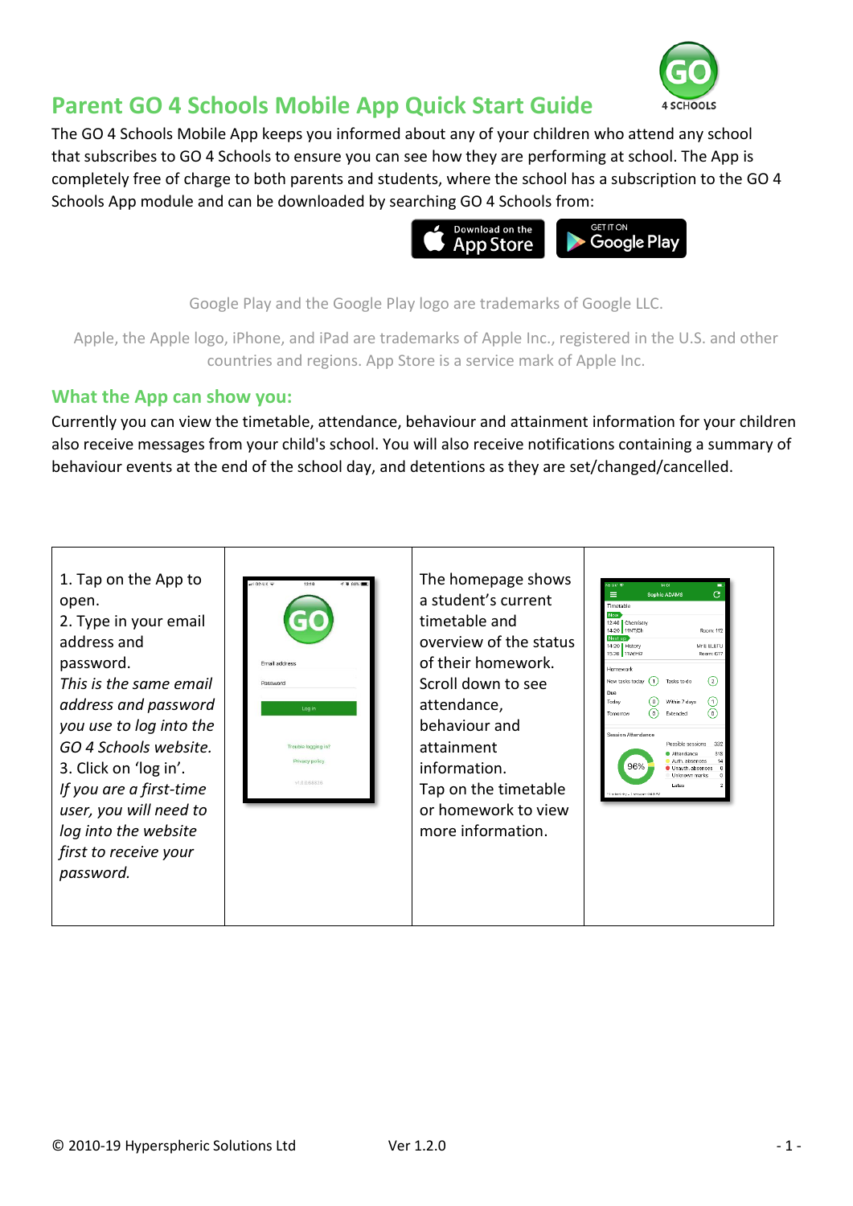# Parent GO 4 Schools Mobile App Quick Start Guide

The GO 4 Schools Mobile App keeps you informed about any of your children who attend any school that subscribes to GO 4 Schools to ensure you can see how they are performing at school. The App is completely free of charge to both parents and students, where the school has a subscription to the GO 4 Schools App module and can be downloaded by searching GO 4 Schools from:

Google Play and the Google Play logo are trademarks of Google LLC.

Apple, the Apple logo, iPhone, and iPad are trademarks of Apple Inc., registered in the U.S. and other countries and regions. App Store is a service mark of Apple Inc.

## What the App can show you:

Currently you can view the timetable, attendance, behaviour and attainment information for your children also receive messages from your child's school. You will also receive notifications containing a summary of behaviour events at the end of the school day, and detentions as they are set/changed/cancelled.

| | | | |
|---|---|---|---|
| 1. Tap on the App to open.<br>2. Type in your email address and password.<br>*This is the same email address and password you use to log into the GO 4 Schools website.*<br>3. Click on 'log in'.<br>*If you are a first-time user, you will need to log into the website first to receive your password.* | | The homepage shows a student's current timetable and overview of the status of their homework. Scroll down to see attendance, behaviour and attainment information.<br>Tap on the timetable or homework to view more information. | |

© 2010-19 Hyperspheric Solutions Ltd Ver 1.2.0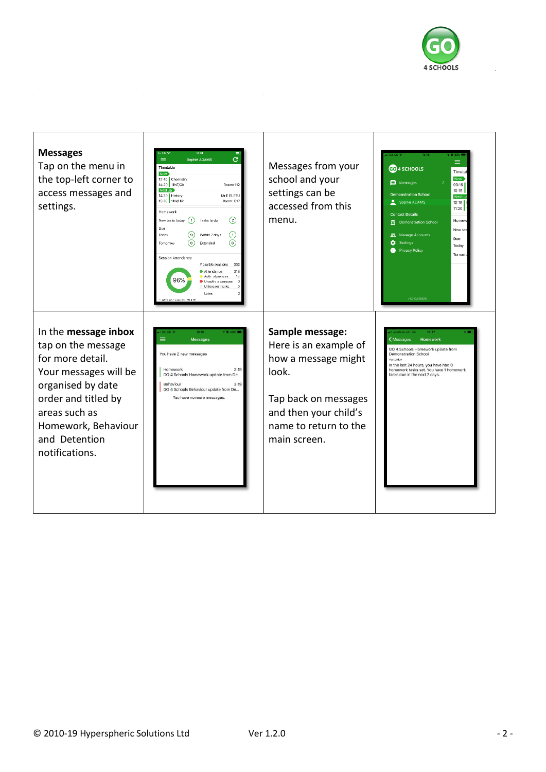| | | | |
|---|---|---|---|
| **Messages**<br>Tap on the menu in the top-left corner to access messages and settings. | | Messages from your school and your settings can be accessed from this menu. | |
| In the **message inbox** tap on the message for more detail.<br>Your messages will be organised by date order and titled by areas such as Homework, Behaviour and Detention notifications. | | **Sample message:**<br>Here is an example of how a message might look.<br><br>Tap back on messages and then your child's name to return to the main screen. | |

© 2010-19 Hyperspheric Solutions Ltd Ver 1.2.0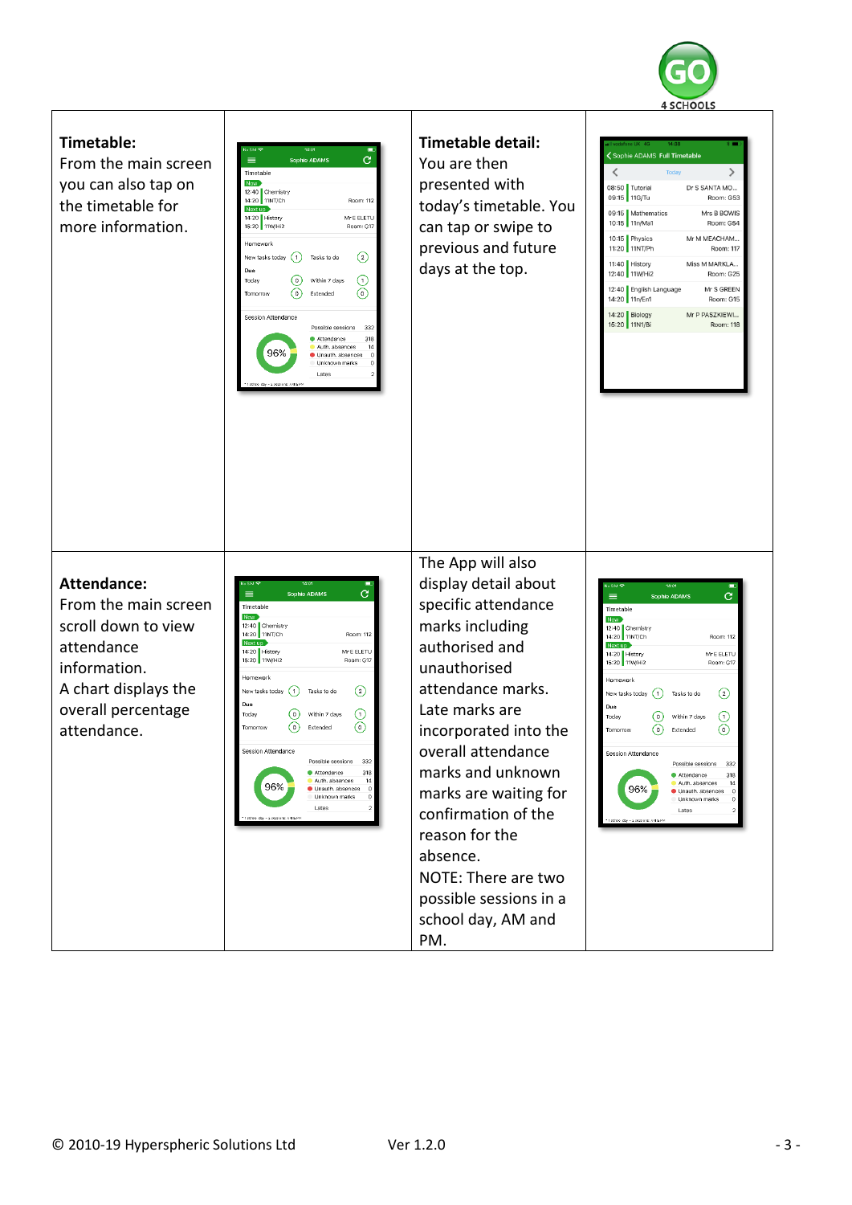**Timetable:**
From the main screen you can also tap on the timetable for more information.

**Timetable detail:**
You are then presented with today's timetable. You can tap or swipe to previous and future days at the top.

**Attendance:**
From the main screen scroll down to view attendance information.
A chart displays the overall percentage attendance.

The App will also display detail about specific attendance marks including authorised and unauthorised attendance marks. Late marks are incorporated into the overall attendance marks and unknown marks are waiting for confirmation of the reason for the absence.
NOTE: There are two possible sessions in a school day, AM and PM.